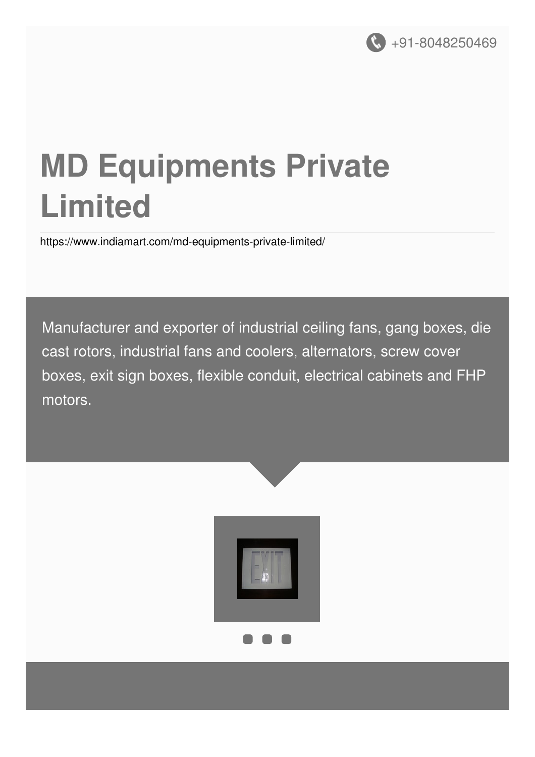+91-8048250469

# MD Equipments Private Limited

https://www.indiamart.com/md-equipments-private-limited/

Manufacturer and exporter of industrial ceiling fans, gang boxes, die cast rotors, industrial fans and coolers, alternators, screw cover boxes, exit sign boxes, flexible conduit, electrical cabinets and FHP motors.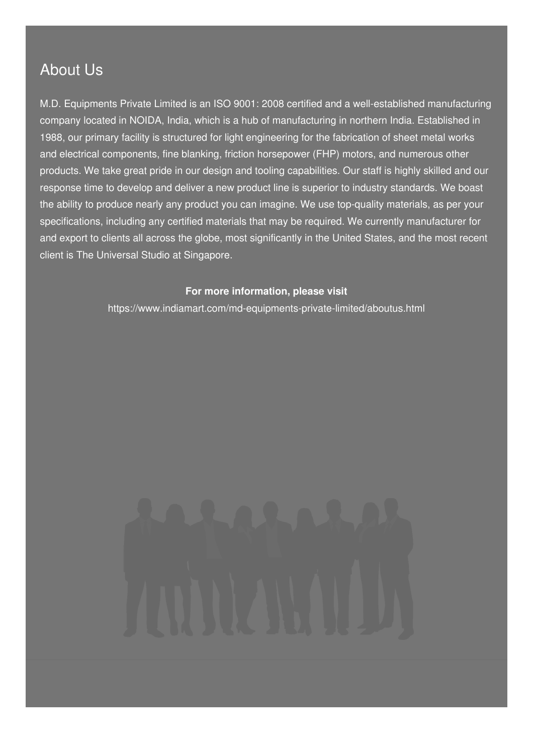## About Us

M.D. Equipments Private Limited is an ISO 9001: 2008 certified and a well-established manufacturing company located in NOIDA, India, which is a hub of manufacturing in northern India. Established in 1988, our primary facility is structured for light engineering for the fabrication of sheet metal works and electrical components, fine blanking, friction horsepower (FHP) motors, and numerous other products. We take great pride in our design and tooling capabilities. Our staff is highly skilled and our response time to develop and deliver a new product line is superior to industry standards. We boast the ability to produce nearly any product you can imagine. We use top-quality materials, as per your specifications, including any certified materials that may be required. We currently manufacturer for and export to clients all across the globe, most significantly in the United States, and the most recent client is The Universal Studio at Singapore.

**For more information, please visit**

https://www.indiamart.com/md-equipments-private-limited/aboutus.html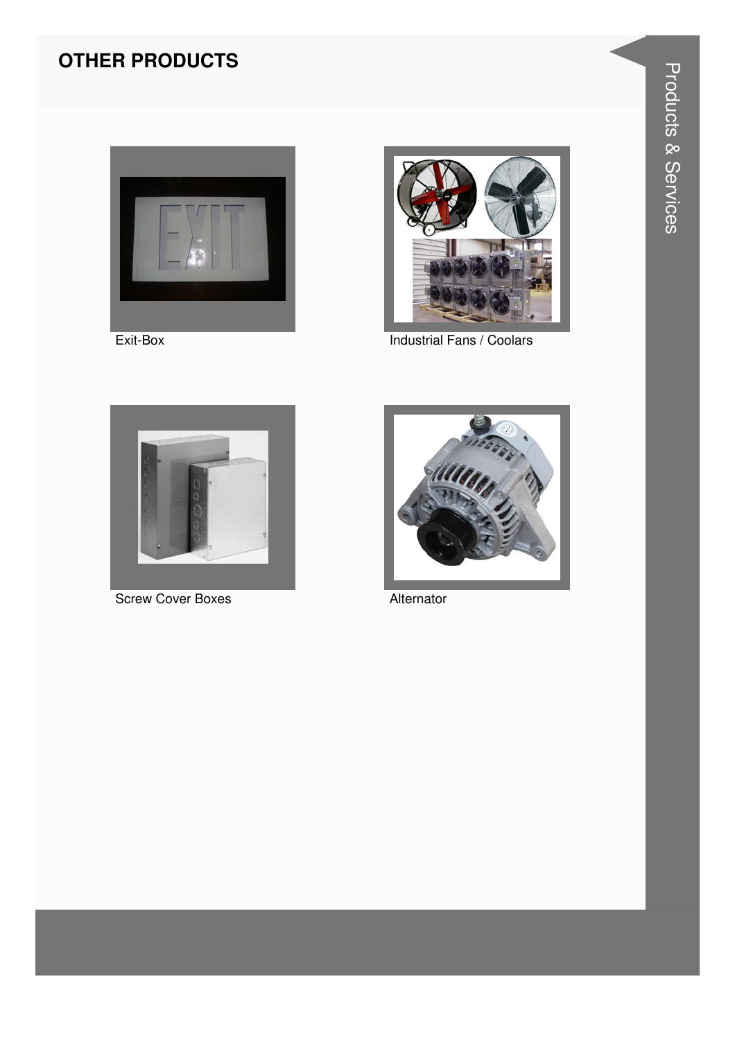## OTHER PRODUCTS

Exit-Box

Industrial Fans / Coolars

Screw Cover Boxes

Alternator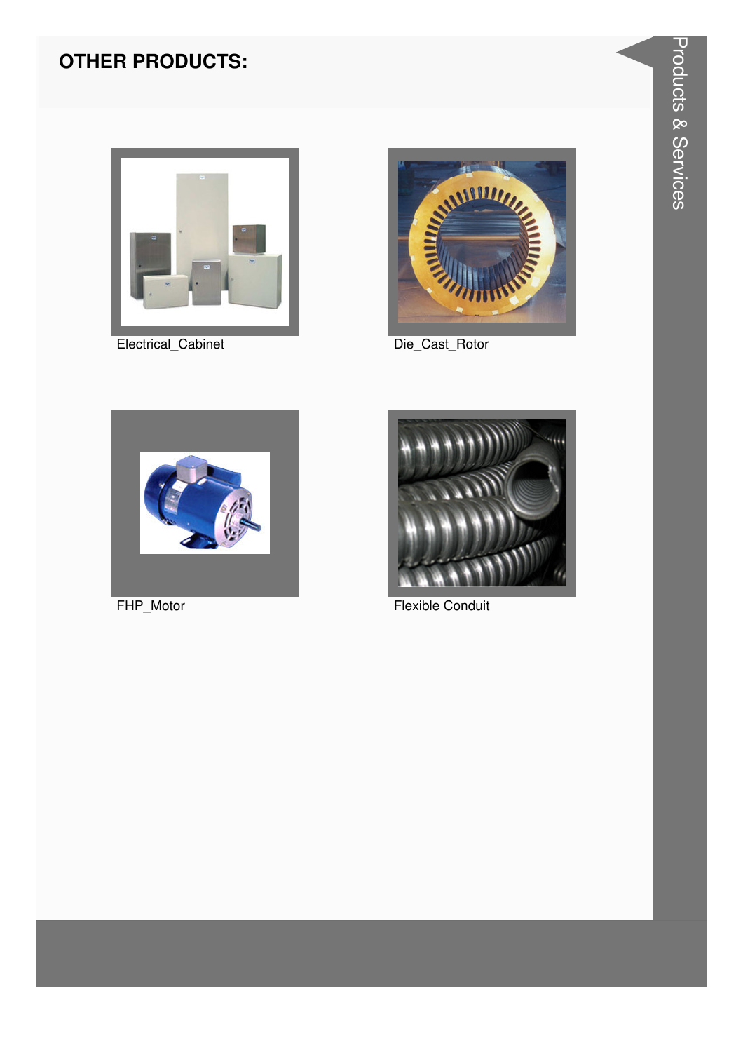## OTHER PRODUCTS:

Electrical_Cabinet

Die_Cast_Rotor

FHP_Motor

Flexible Conduit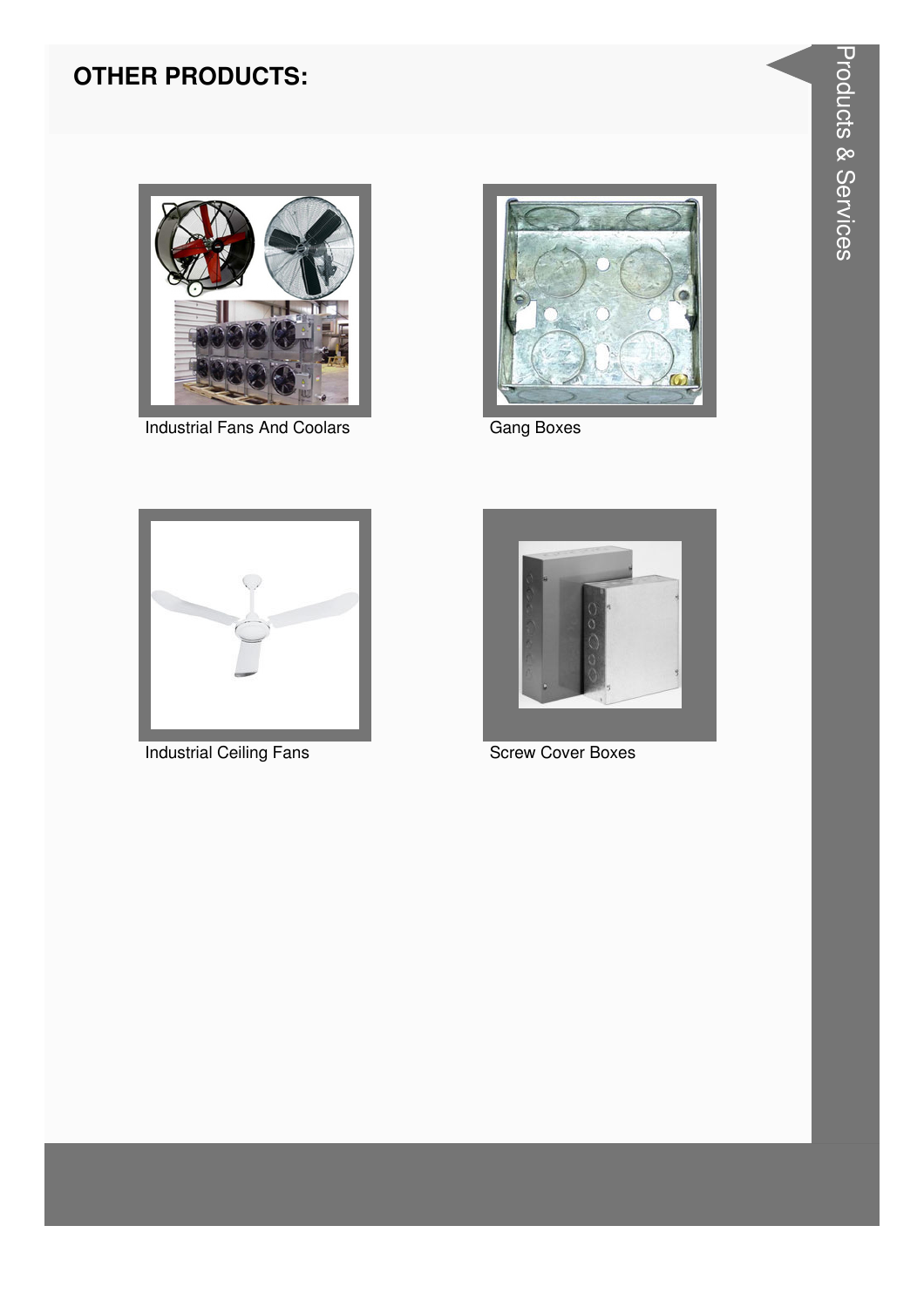## OTHER PRODUCTS:

Industrial Fans And Coolars

Gang Boxes

Industrial Ceiling Fans

Screw Cover Boxes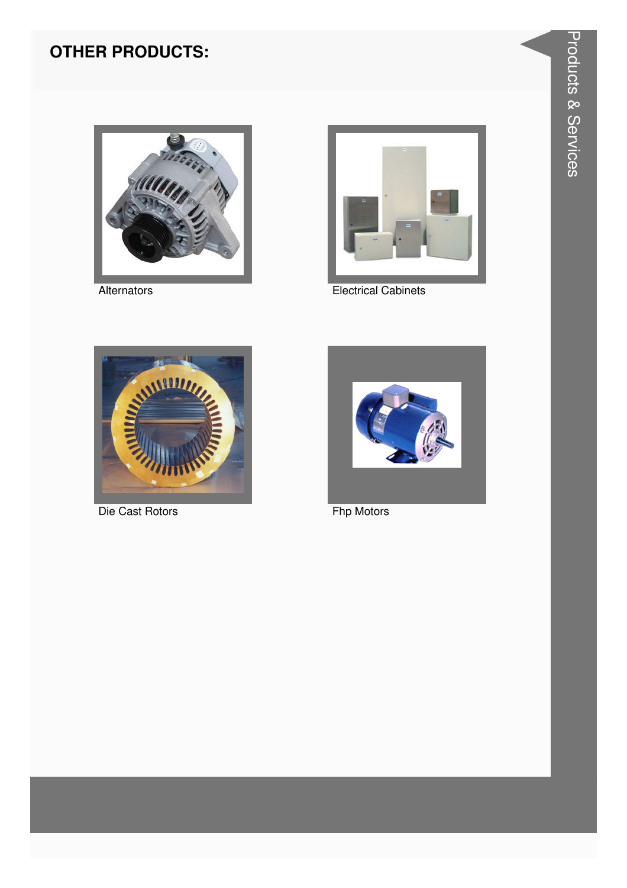## OTHER PRODUCTS:

Alternators

Electrical Cabinets

Die Cast Rotors

Fhp Motors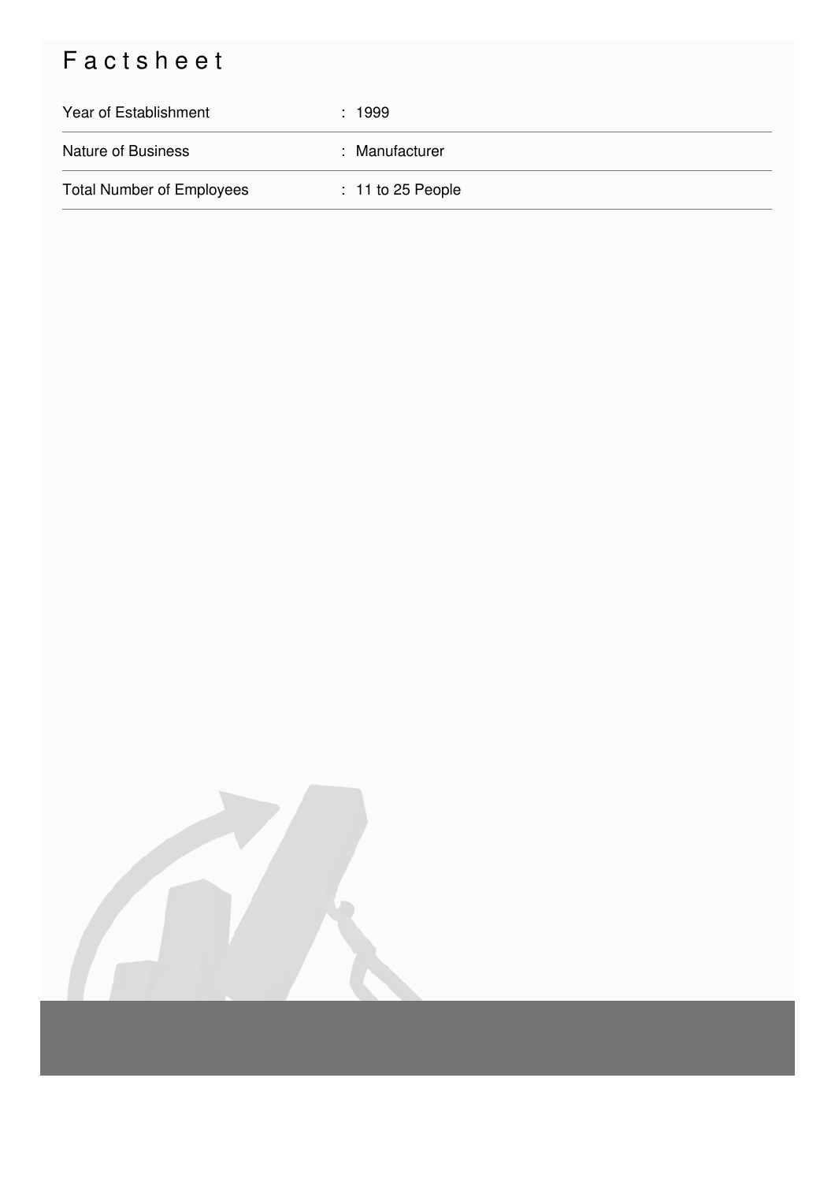# Factsheet

| | |
|---|---|
| Year of Establishment | : 1999 |
| Nature of Business | : Manufacturer |
| Total Number of Employees | : 11 to 25 People |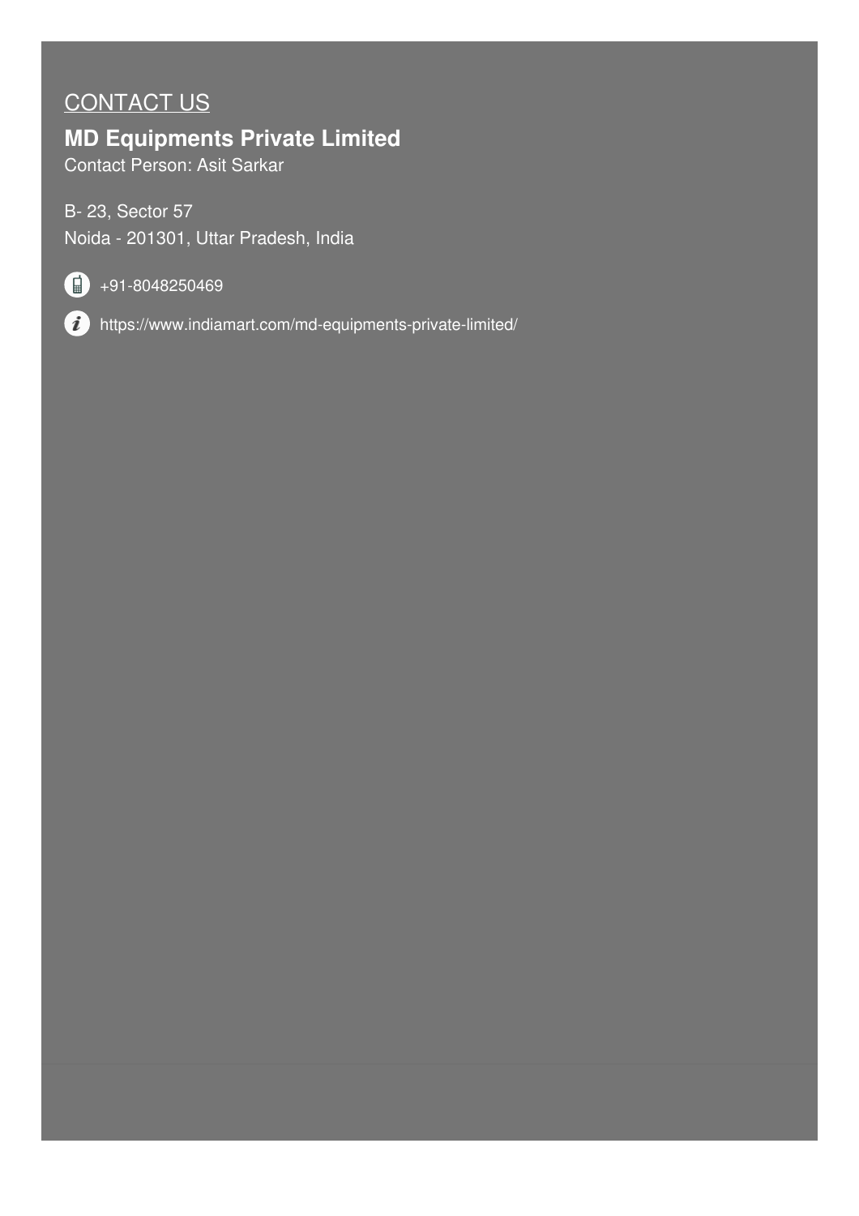## CONTACT US

### MD Equipments Private Limited

Contact Person: Asit Sarkar

B- 23, Sector 57
Noida - 201301, Uttar Pradesh, India

+91-8048250469

https://www.indiamart.com/md-equipments-private-limited/